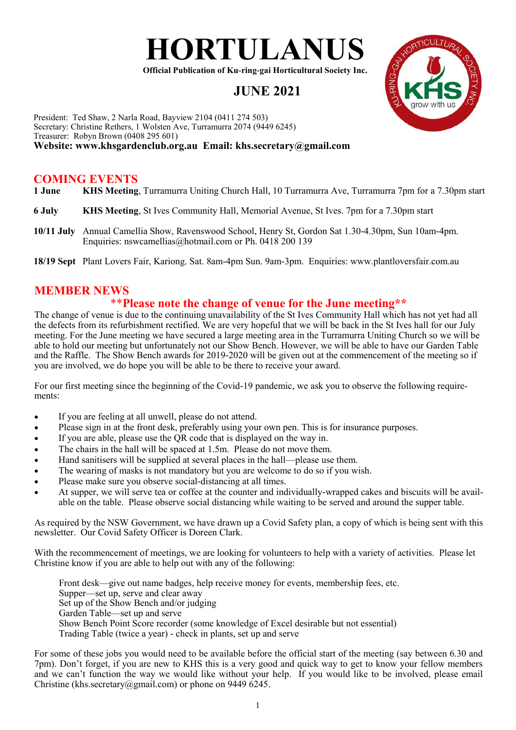# HORTULANUS

**Official Publication of Ku-ring-gai Horticultural Society Inc.**

## JUNE 2021

President: Ted Shaw, 2 Narla Road, Bayview 2104 (0411 274 503)
Secretary: Christine Rethers, 1 Wolsten Ave, Turramurra 2074 (9449 6245)
Treasurer: Robyn Brown (0408 295 601)
**Website: www.khsgardenclub.org.au Email: khs.secretary@gmail.com**

## COMING EVENTS

**1 June** **KHS Meeting**, Turramurra Uniting Church Hall, 10 Turramurra Ave, Turramurra 7pm for a 7.30pm start

**6 July** **KHS Meeting**, St Ives Community Hall, Memorial Avenue, St Ives. 7pm for a 7.30pm start

**10/11 July** Annual Camellia Show, Ravenswood School, Henry St, Gordon Sat 1.30-4.30pm, Sun 10am-4pm. Enquiries: nswcamellias@hotmail.com or Ph. 0418 200 139

**18/19 Sept** Plant Lovers Fair, Kariong. Sat. 8am-4pm Sun. 9am-3pm. Enquiries: www.plantloversfair.com.au

## MEMBER NEWS

### **Please note the change of venue for the June meeting**

The change of venue is due to the continuing unavailability of the St Ives Community Hall which has not yet had all the defects from its refurbishment rectified. We are very hopeful that we will be back in the St Ives hall for our July meeting. For the June meeting we have secured a large meeting area in the Turramurra Uniting Church so we will be able to hold our meeting but unfortunately not our Show Bench. However, we will be able to have our Garden Table and the Raffle. The Show Bench awards for 2019-2020 will be given out at the commencement of the meeting so if you are involved, we do hope you will be able to be there to receive your award.

For our first meeting since the beginning of the Covid-19 pandemic, we ask you to observe the following requirements:

- If you are feeling at all unwell, please do not attend.
- Please sign in at the front desk, preferably using your own pen. This is for insurance purposes.
- If you are able, please use the QR code that is displayed on the way in.
- The chairs in the hall will be spaced at 1.5m. Please do not move them.
- Hand sanitisers will be supplied at several places in the hall—please use them.
- The wearing of masks is not mandatory but you are welcome to do so if you wish.
- Please make sure you observe social-distancing at all times.
- At supper, we will serve tea or coffee at the counter and individually-wrapped cakes and biscuits will be available on the table. Please observe social distancing while waiting to be served and around the supper table.

As required by the NSW Government, we have drawn up a Covid Safety plan, a copy of which is being sent with this newsletter. Our Covid Safety Officer is Doreen Clark.

With the recommencement of meetings, we are looking for volunteers to help with a variety of activities. Please let Christine know if you are able to help out with any of the following:

Front desk—give out name badges, help receive money for events, membership fees, etc.
Supper—set up, serve and clear away
Set up of the Show Bench and/or judging
Garden Table—set up and serve
Show Bench Point Score recorder (some knowledge of Excel desirable but not essential)
Trading Table (twice a year) - check in plants, set up and serve

For some of these jobs you would need to be available before the official start of the meeting (say between 6.30 and 7pm). Don't forget, if you are new to KHS this is a very good and quick way to get to know your fellow members and we can't function the way we would like without your help. If you would like to be involved, please email Christine (khs.secretary@gmail.com) or phone on 9449 6245.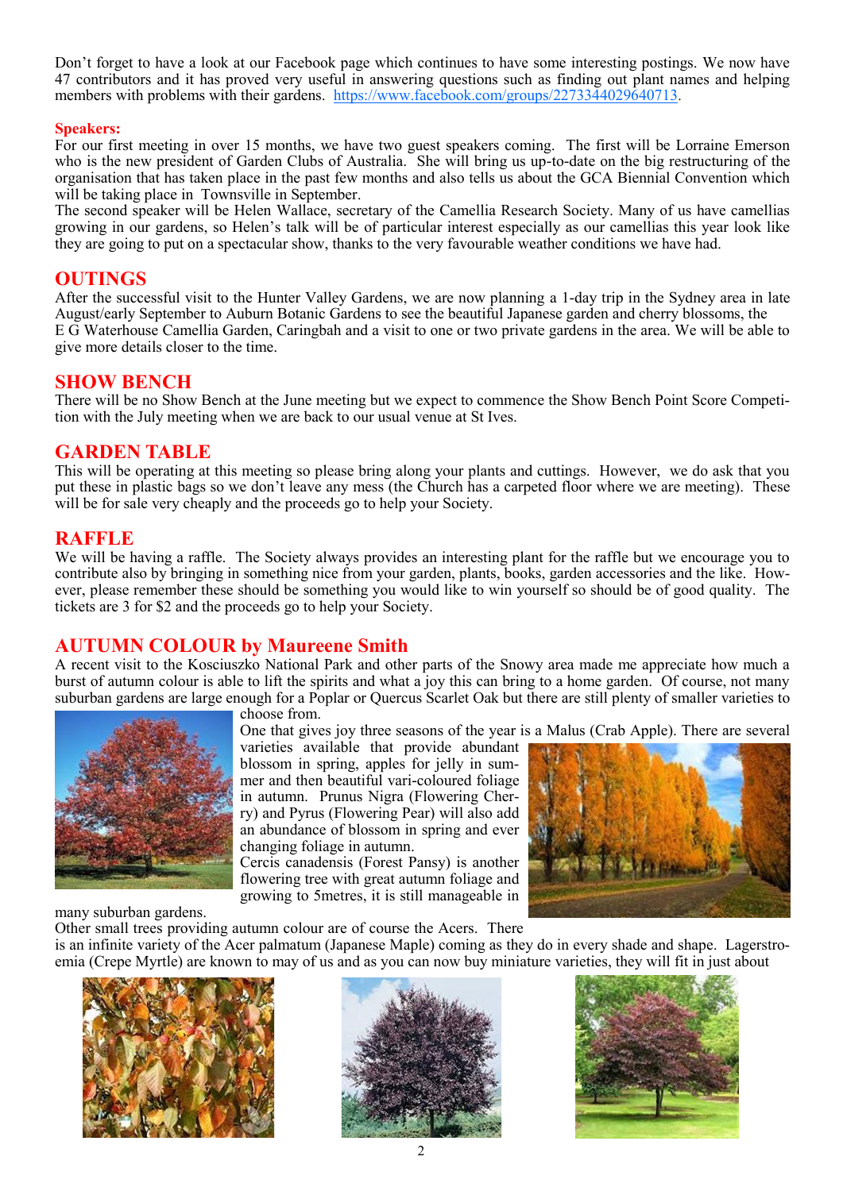Don't forget to have a look at our Facebook page which continues to have some interesting postings. We now have 47 contributors and it has proved very useful in answering questions such as finding out plant names and helping members with problems with their gardens. https://www.facebook.com/groups/2273344029640713.

**Speakers:**

For our first meeting in over 15 months, we have two guest speakers coming. The first will be Lorraine Emerson who is the new president of Garden Clubs of Australia. She will bring us up-to-date on the big restructuring of the organisation that has taken place in the past few months and also tells us about the GCA Biennial Convention which will be taking place in Townsville in September.

The second speaker will be Helen Wallace, secretary of the Camellia Research Society. Many of us have camellias growing in our gardens, so Helen's talk will be of particular interest especially as our camellias this year look like they are going to put on a spectacular show, thanks to the very favourable weather conditions we have had.

## OUTINGS

After the successful visit to the Hunter Valley Gardens, we are now planning a 1-day trip in the Sydney area in late August/early September to Auburn Botanic Gardens to see the beautiful Japanese garden and cherry blossoms, the E G Waterhouse Camellia Garden, Caringbah and a visit to one or two private gardens in the area. We will be able to give more details closer to the time.

## SHOW BENCH

There will be no Show Bench at the June meeting but we expect to commence the Show Bench Point Score Competition with the July meeting when we are back to our usual venue at St Ives.

## GARDEN TABLE

This will be operating at this meeting so please bring along your plants and cuttings. However, we do ask that you put these in plastic bags so we don't leave any mess (the Church has a carpeted floor where we are meeting). These will be for sale very cheaply and the proceeds go to help your Society.

## RAFFLE

We will be having a raffle. The Society always provides an interesting plant for the raffle but we encourage you to contribute also by bringing in something nice from your garden, plants, books, garden accessories and the like. However, please remember these should be something you would like to win yourself so should be of good quality. The tickets are 3 for $2 and the proceeds go to help your Society.

## AUTUMN COLOUR by Maureene Smith

A recent visit to the Kosciuszko National Park and other parts of the Snowy area made me appreciate how much a burst of autumn colour is able to lift the spirits and what a joy this can bring to a home garden. Of course, not many suburban gardens are large enough for a Poplar or Quercus Scarlet Oak but there are still plenty of smaller varieties to choose from.

One that gives joy three seasons of the year is a Malus (Crab Apple). There are several varieties available that provide abundant blossom in spring, apples for jelly in summer and then beautiful vari-coloured foliage in autumn. Prunus Nigra (Flowering Cherry) and Pyrus (Flowering Pear) will also add an abundance of blossom in spring and ever changing foliage in autumn.

Cercis canadensis (Forest Pansy) is another flowering tree with great autumn foliage and growing to 5metres, it is still manageable in many suburban gardens.

Other small trees providing autumn colour are of course the Acers. There is an infinite variety of the Acer palmatum (Japanese Maple) coming as they do in every shade and shape. Lagerstroemia (Crepe Myrtle) are known to may of us and as you can now buy miniature varieties, they will fit in just about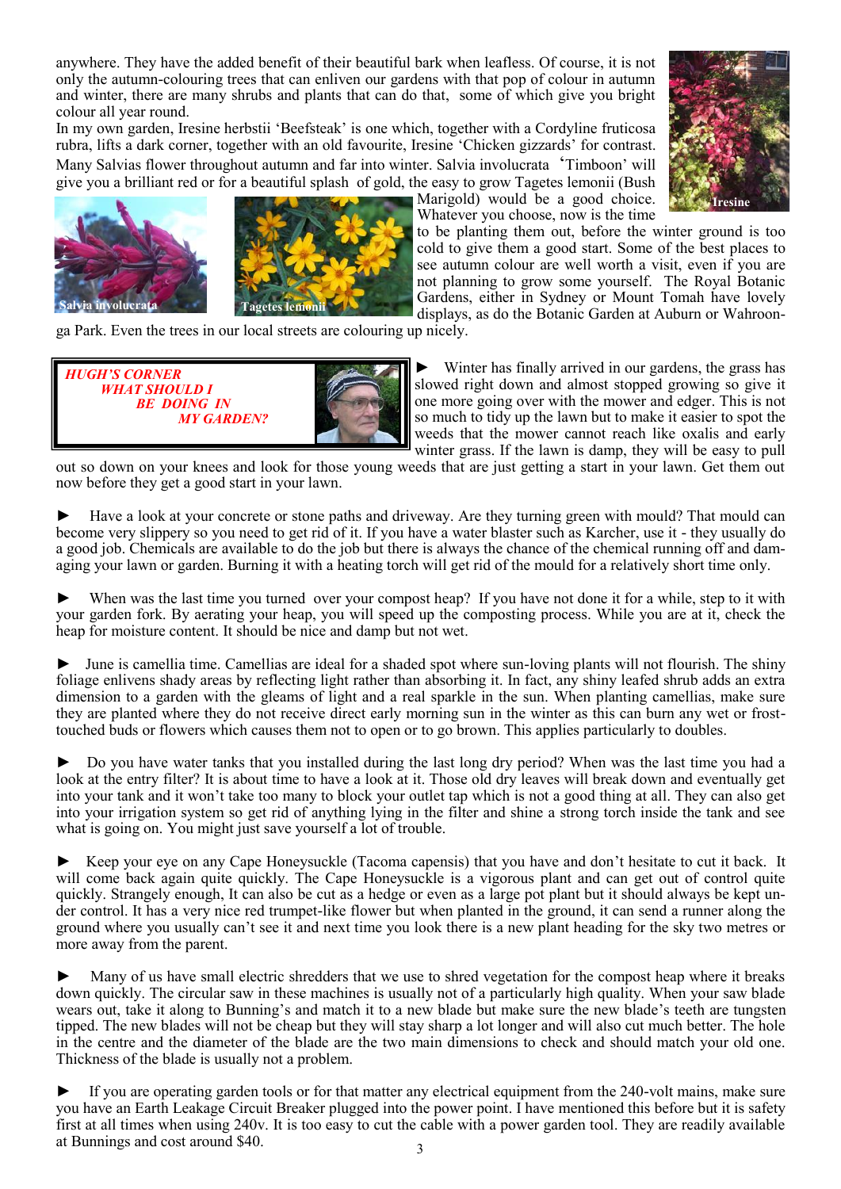anywhere. They have the added benefit of their beautiful bark when leafless. Of course, it is not only the autumn-colouring trees that can enliven our gardens with that pop of colour in autumn and winter, there are many shrubs and plants that can do that, some of which give you bright colour all year round.

In my own garden, Iresine herbstii 'Beefsteak' is one which, together with a Cordyline fruticosa rubra, lifts a dark corner, together with an old favourite, Iresine 'Chicken gizzards' for contrast. Many Salvias flower throughout autumn and far into winter. Salvia involucrata 'Timboon' will give you a brilliant red or for a beautiful splash of gold, the easy to grow Tagetes lemonii (Bush Marigold) would be a good choice. Whatever you choose, now is the time to be planting them out, before the winter ground is too cold to give them a good start. Some of the best places to see autumn colour are well worth a visit, even if you are not planning to grow some yourself. The Royal Botanic Gardens, either in Sydney or Mount Tomah have lovely displays, as do the Botanic Garden at Auburn or Wahroonga Park. Even the trees in our local streets are colouring up nicely.

Iresine

Salvia involucrata

Tagetes lemonii

## *HUGH'S CORNER — WHAT SHOULD I BE DOING IN MY GARDEN?*

► Winter has finally arrived in our gardens, the grass has slowed right down and almost stopped growing so give it one more going over with the mower and edger. This is not so much to tidy up the lawn but to make it easier to spot the weeds that the mower cannot reach like oxalis and early winter grass. If the lawn is damp, they will be easy to pull out so down on your knees and look for those young weeds that are just getting a start in your lawn. Get them out now before they get a good start in your lawn.

► Have a look at your concrete or stone paths and driveway. Are they turning green with mould? That mould can become very slippery so you need to get rid of it. If you have a water blaster such as Karcher, use it - they usually do a good job. Chemicals are available to do the job but there is always the chance of the chemical running off and damaging your lawn or garden. Burning it with a heating torch will get rid of the mould for a relatively short time only.

► When was the last time you turned over your compost heap? If you have not done it for a while, step to it with your garden fork. By aerating your heap, you will speed up the composting process. While you are at it, check the heap for moisture content. It should be nice and damp but not wet.

► June is camellia time. Camellias are ideal for a shaded spot where sun-loving plants will not flourish. The shiny foliage enlivens shady areas by reflecting light rather than absorbing it. In fact, any shiny leafed shrub adds an extra dimension to a garden with the gleams of light and a real sparkle in the sun. When planting camellias, make sure they are planted where they do not receive direct early morning sun in the winter as this can burn any wet or frost-touched buds or flowers which causes them not to open or to go brown. This applies particularly to doubles.

► Do you have water tanks that you installed during the last long dry period? When was the last time you had a look at the entry filter? It is about time to have a look at it. Those old dry leaves will break down and eventually get into your tank and it won't take too many to block your outlet tap which is not a good thing at all. They can also get into your irrigation system so get rid of anything lying in the filter and shine a strong torch inside the tank and see what is going on. You might just save yourself a lot of trouble.

► Keep your eye on any Cape Honeysuckle (Tacoma capensis) that you have and don't hesitate to cut it back. It will come back again quite quickly. The Cape Honeysuckle is a vigorous plant and can get out of control quite quickly. Strangely enough, It can also be cut as a hedge or even as a large pot plant but it should always be kept under control. It has a very nice red trumpet-like flower but when planted in the ground, it can send a runner along the ground where you usually can't see it and next time you look there is a new plant heading for the sky two metres or more away from the parent.

► Many of us have small electric shredders that we use to shred vegetation for the compost heap where it breaks down quickly. The circular saw in these machines is usually not of a particularly high quality. When your saw blade wears out, take it along to Bunning's and match it to a new blade but make sure the new blade's teeth are tungsten tipped. The new blades will not be cheap but they will stay sharp a lot longer and will also cut much better. The hole in the centre and the diameter of the blade are the two main dimensions to check and should match your old one. Thickness of the blade is usually not a problem.

► If you are operating garden tools or for that matter any electrical equipment from the 240-volt mains, make sure you have an Earth Leakage Circuit Breaker plugged into the power point. I have mentioned this before but it is safety first at all times when using 240v. It is too easy to cut the cable with a power garden tool. They are readily available at Bunnings and cost around $40.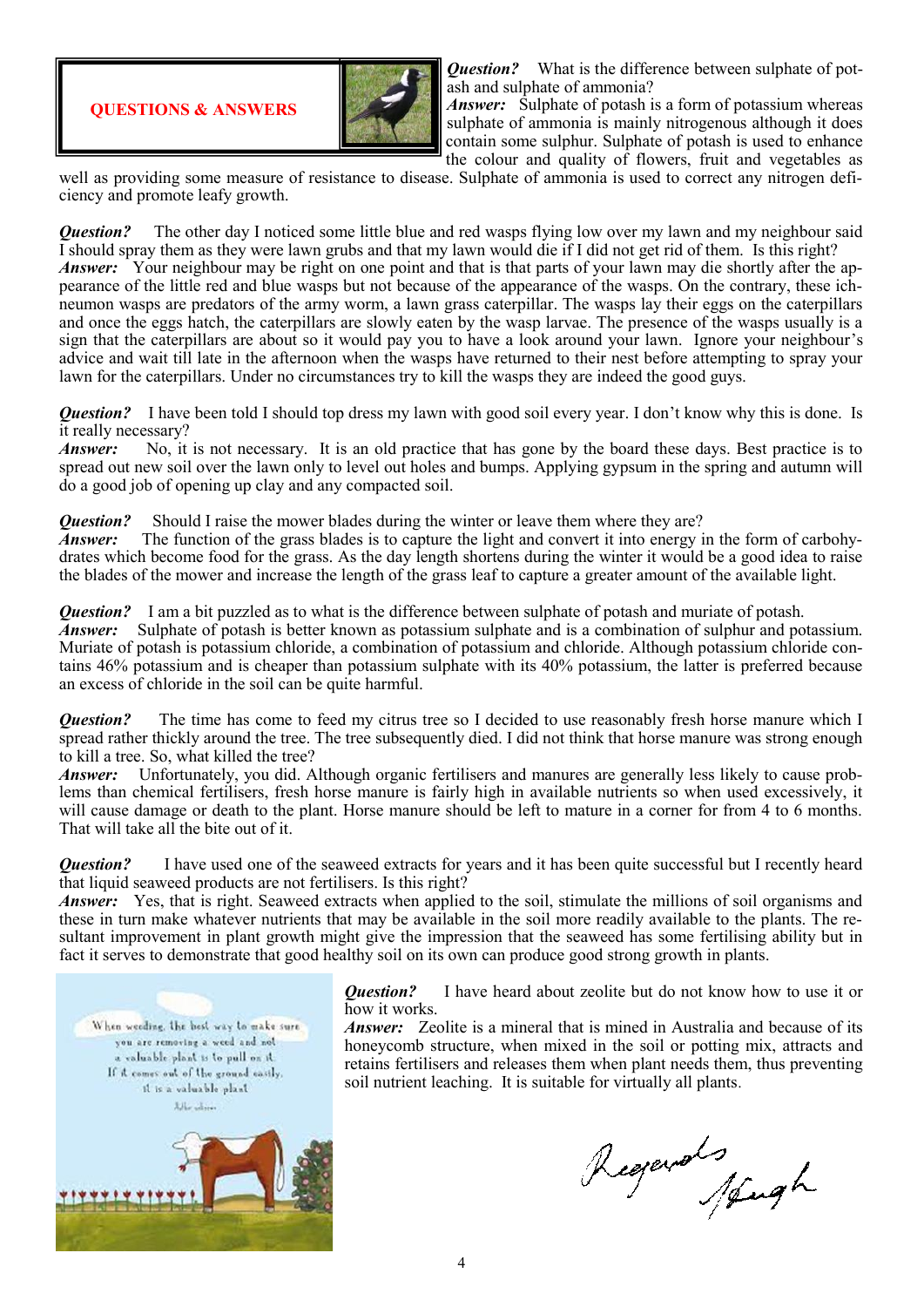## QUESTIONS & ANSWERS

***Question?*** What is the difference between sulphate of potash and sulphate of ammonia?
***Answer:*** Sulphate of potash is a form of potassium whereas sulphate of ammonia is mainly nitrogenous although it does contain some sulphur. Sulphate of potash is used to enhance the colour and quality of flowers, fruit and vegetables as well as providing some measure of resistance to disease. Sulphate of ammonia is used to correct any nitrogen deficiency and promote leafy growth.

***Question?*** The other day I noticed some little blue and red wasps flying low over my lawn and my neighbour said I should spray them as they were lawn grubs and that my lawn would die if I did not get rid of them. Is this right?
***Answer:*** Your neighbour may be right on one point and that is that parts of your lawn may die shortly after the appearance of the little red and blue wasps but not because of the appearance of the wasps. On the contrary, these ichneumon wasps are predators of the army worm, a lawn grass caterpillar. The wasps lay their eggs on the caterpillars and once the eggs hatch, the caterpillars are slowly eaten by the wasp larvae. The presence of the wasps usually is a sign that the caterpillars are about so it would pay you to have a look around your lawn. Ignore your neighbour's advice and wait till late in the afternoon when the wasps have returned to their nest before attempting to spray your lawn for the caterpillars. Under no circumstances try to kill the wasps they are indeed the good guys.

***Question?*** I have been told I should top dress my lawn with good soil every year. I don't know why this is done. Is it really necessary?
***Answer:*** No, it is not necessary. It is an old practice that has gone by the board these days. Best practice is to spread out new soil over the lawn only to level out holes and bumps. Applying gypsum in the spring and autumn will do a good job of opening up clay and any compacted soil.

***Question?*** Should I raise the mower blades during the winter or leave them where they are?
***Answer:*** The function of the grass blades is to capture the light and convert it into energy in the form of carbohydrates which become food for the grass. As the day length shortens during the winter it would be a good idea to raise the blades of the mower and increase the length of the grass leaf to capture a greater amount of the available light.

***Question?*** I am a bit puzzled as to what is the difference between sulphate of potash and muriate of potash.
***Answer:*** Sulphate of potash is better known as potassium sulphate and is a combination of sulphur and potassium. Muriate of potash is potassium chloride, a combination of potassium and chloride. Although potassium chloride contains 46% potassium and is cheaper than potassium sulphate with its 40% potassium, the latter is preferred because an excess of chloride in the soil can be quite harmful.

***Question?*** The time has come to feed my citrus tree so I decided to use reasonably fresh horse manure which I spread rather thickly around the tree. The tree subsequently died. I did not think that horse manure was strong enough to kill a tree. So, what killed the tree?
***Answer:*** Unfortunately, you did. Although organic fertilisers and manures are generally less likely to cause problems than chemical fertilisers, fresh horse manure is fairly high in available nutrients so when used excessively, it will cause damage or death to the plant. Horse manure should be left to mature in a corner for from 4 to 6 months. That will take all the bite out of it.

***Question?*** I have used one of the seaweed extracts for years and it has been quite successful but I recently heard that liquid seaweed products are not fertilisers. Is this right?
***Answer:*** Yes, that is right. Seaweed extracts when applied to the soil, stimulate the millions of soil organisms and these in turn make whatever nutrients that may be available in the soil more readily available to the plants. The resultant improvement in plant growth might give the impression that the seaweed has some fertilising ability but in fact it serves to demonstrate that good healthy soil on its own can produce good strong growth in plants.

When weeding, the best way to make sure you are removing a weed and not a valuable plant is to pull on it. If it comes out of the ground easily, it is a valuable plant

***Question?*** I have heard about zeolite but do not know how to use it or how it works.
***Answer:*** Zeolite is a mineral that is mined in Australia and because of its honeycomb structure, when mixed in the soil or potting mix, attracts and retains fertilisers and releases them when plant needs them, thus preventing soil nutrient leaching. It is suitable for virtually all plants.

Regards Hugh